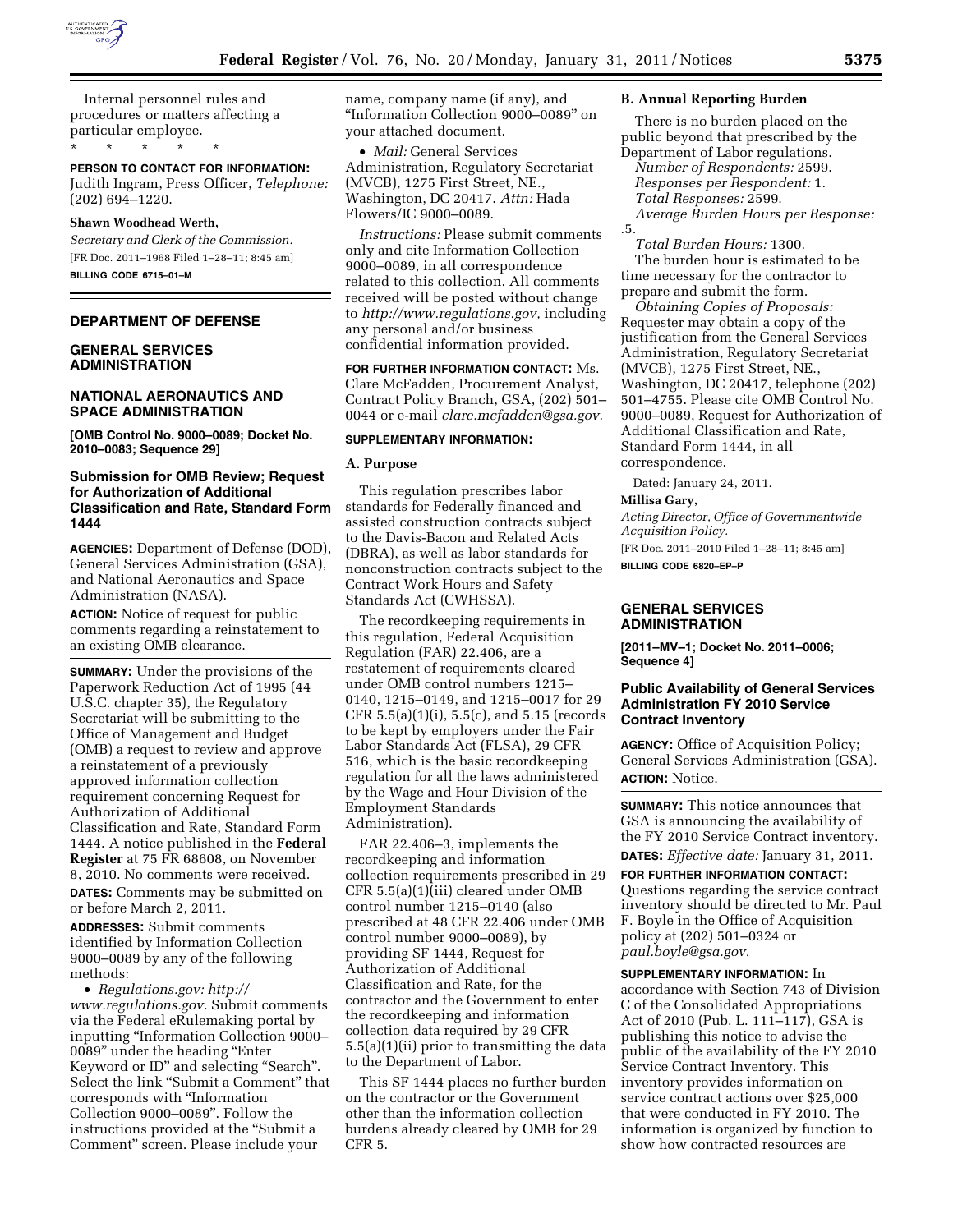Internal personnel rules and procedures or matters affecting a particular employee.

\* \* \* \* \*

**PERSON TO CONTACT FOR INFORMATION:** Judith Ingram, Press Officer, *Telephone:* (202) 694–1220.

**Shawn Woodhead Werth,**

*Secretary and Clerk of the Commission.*

[FR Doc. 2011–1968 Filed 1–28–11; 8:45 am]

**BILLING CODE 6715–01–M**

## DEPARTMENT OF DEFENSE

## GENERAL SERVICES ADMINISTRATION

## NATIONAL AERONAUTICS AND SPACE ADMINISTRATION

**[OMB Control No. 9000–0089; Docket No. 2010–0083; Sequence 29]**

### Submission for OMB Review; Request for Authorization of Additional Classification and Rate, Standard Form 1444

**AGENCIES:** Department of Defense (DOD), General Services Administration (GSA), and National Aeronautics and Space Administration (NASA).

**ACTION:** Notice of request for public comments regarding a reinstatement to an existing OMB clearance.

**SUMMARY:** Under the provisions of the Paperwork Reduction Act of 1995 (44 U.S.C. chapter 35), the Regulatory Secretariat will be submitting to the Office of Management and Budget (OMB) a request to review and approve a reinstatement of a previously approved information collection requirement concerning Request for Authorization of Additional Classification and Rate, Standard Form 1444. A notice published in the **Federal Register** at 75 FR 68608, on November 8, 2010. No comments were received.

**DATES:** Comments may be submitted on or before March 2, 2011.

**ADDRESSES:** Submit comments identified by Information Collection 9000–0089 by any of the following methods:

- *Regulations.gov: http://www.regulations.gov.* Submit comments via the Federal eRulemaking portal by inputting "Information Collection 9000–0089" under the heading "Enter Keyword or ID" and selecting "Search". Select the link "Submit a Comment" that corresponds with "Information Collection 9000–0089". Follow the instructions provided at the "Submit a Comment" screen. Please include your name, company name (if any), and "Information Collection 9000–0089" on your attached document.
- *Mail:* General Services Administration, Regulatory Secretariat (MVCB), 1275 First Street, NE., Washington, DC 20417. *Attn:* Hada Flowers/IC 9000–0089.

*Instructions:* Please submit comments only and cite Information Collection 9000–0089, in all correspondence related to this collection. All comments received will be posted without change to *http://www.regulations.gov,* including any personal and/or business confidential information provided.

**FOR FURTHER INFORMATION CONTACT:** Ms. Clare McFadden, Procurement Analyst, Contract Policy Branch, GSA, (202) 501–0044 or e-mail *clare.mcfadden@gsa.gov.*

**SUPPLEMENTARY INFORMATION:**

#### A. Purpose

This regulation prescribes labor standards for Federally financed and assisted construction contracts subject to the Davis-Bacon and Related Acts (DBRA), as well as labor standards for nonconstruction contracts subject to the Contract Work Hours and Safety Standards Act (CWHSSA).

The recordkeeping requirements in this regulation, Federal Acquisition Regulation (FAR) 22.406, are a restatement of requirements cleared under OMB control numbers 1215–0140, 1215–0149, and 1215–0017 for 29 CFR 5.5(a)(1)(i), 5.5(c), and 5.15 (records to be kept by employers under the Fair Labor Standards Act (FLSA), 29 CFR 516, which is the basic recordkeeping regulation for all the laws administered by the Wage and Hour Division of the Employment Standards Administration).

FAR 22.406–3, implements the recordkeeping and information collection requirements prescribed in 29 CFR 5.5(a)(1)(iii) cleared under OMB control number 1215–0140 (also prescribed at 48 CFR 22.406 under OMB control number 9000–0089), by providing SF 1444, Request for Authorization of Additional Classification and Rate, for the contractor and the Government to enter the recordkeeping and information collection data required by 29 CFR 5.5(a)(1)(ii) prior to transmitting the data to the Department of Labor.

This SF 1444 places no further burden on the contractor or the Government other than the information collection burdens already cleared by OMB for 29 CFR 5.

#### B. Annual Reporting Burden

There is no burden placed on the public beyond that prescribed by the Department of Labor regulations.

*Number of Respondents:* 2599.

*Responses per Respondent:* 1.

*Total Responses:* 2599.

*Average Burden Hours per Response:* .5.

*Total Burden Hours:* 1300.

The burden hour is estimated to be time necessary for the contractor to prepare and submit the form.

*Obtaining Copies of Proposals:* Requester may obtain a copy of the justification from the General Services Administration, Regulatory Secretariat (MVCB), 1275 First Street, NE., Washington, DC 20417, telephone (202) 501–4755. Please cite OMB Control No. 9000–0089, Request for Authorization of Additional Classification and Rate, Standard Form 1444, in all correspondence.

Dated: January 24, 2011.

**Millisa Gary,**

*Acting Director, Office of Governmentwide Acquisition Policy.*

[FR Doc. 2011–2010 Filed 1–28–11; 8:45 am]

**BILLING CODE 6820–EP–P**

## GENERAL SERVICES ADMINISTRATION

**[2011–MV–1; Docket No. 2011–0006; Sequence 4]**

### Public Availability of General Services Administration FY 2010 Service Contract Inventory

**AGENCY:** Office of Acquisition Policy; General Services Administration (GSA).

**ACTION:** Notice.

**SUMMARY:** This notice announces that GSA is announcing the availability of the FY 2010 Service Contract inventory.

**DATES:** *Effective date:* January 31, 2011.

**FOR FURTHER INFORMATION CONTACT:** Questions regarding the service contract inventory should be directed to Mr. Paul F. Boyle in the Office of Acquisition policy at (202) 501–0324 or *paul.boyle@gsa.gov.*

**SUPPLEMENTARY INFORMATION:** In accordance with Section 743 of Division C of the Consolidated Appropriations Act of 2010 (Pub. L. 111–117), GSA is publishing this notice to advise the public of the availability of the FY 2010 Service Contract Inventory. This inventory provides information on service contract actions over $25,000 that were conducted in FY 2010. The information is organized by function to show how contracted resources are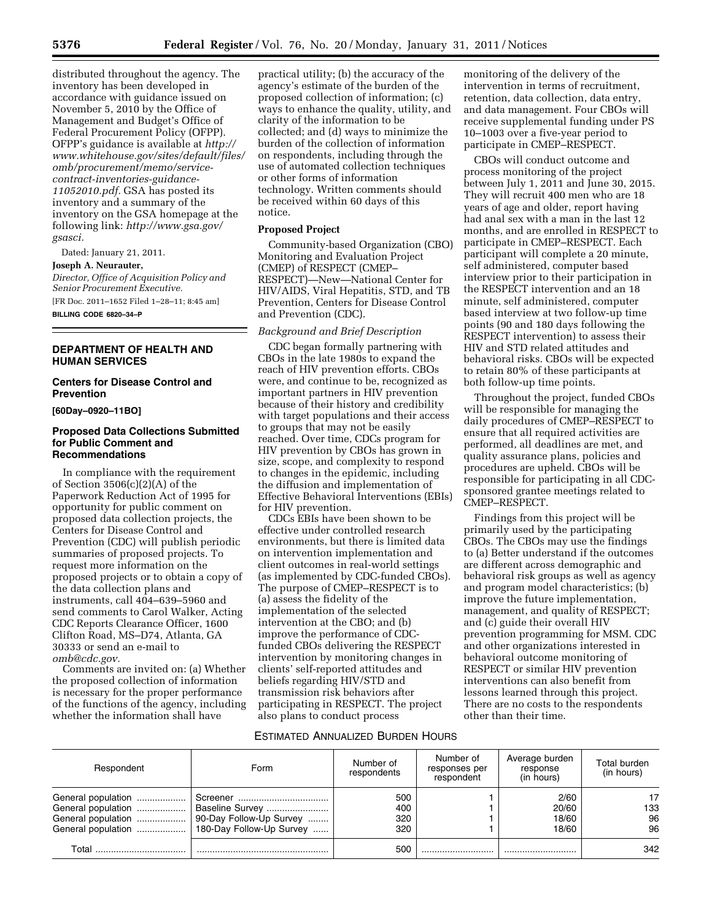distributed throughout the agency. The inventory has been developed in accordance with guidance issued on November 5, 2010 by the Office of Management and Budget's Office of Federal Procurement Policy (OFPP). OFPP's guidance is available at *http://www.whitehouse.gov/sites/default/files/omb/procurement/memo/service-contract-inventories-guidance-11052010.pdf*. GSA has posted its inventory and a summary of the inventory on the GSA homepage at the following link: *http://www.gsa.gov/gsasci*.

Dated: January 21, 2011.

**Joseph A. Neurauter,**

*Director, Office of Acquisition Policy and Senior Procurement Executive.*

[FR Doc. 2011–1652 Filed 1–28–11; 8:45 am]

**BILLING CODE 6820–34–P**

## DEPARTMENT OF HEALTH AND HUMAN SERVICES

### Centers for Disease Control and Prevention

**[60Day–0920–11BO]**

### Proposed Data Collections Submitted for Public Comment and Recommendations

In compliance with the requirement of Section 3506(c)(2)(A) of the Paperwork Reduction Act of 1995 for opportunity for public comment on proposed data collection projects, the Centers for Disease Control and Prevention (CDC) will publish periodic summaries of proposed projects. To request more information on the proposed projects or to obtain a copy of the data collection plans and instruments, call 404–639–5960 and send comments to Carol Walker, Acting CDC Reports Clearance Officer, 1600 Clifton Road, MS–D74, Atlanta, GA 30333 or send an e-mail to *omb@cdc.gov*.

Comments are invited on: (a) Whether the proposed collection of information is necessary for the proper performance of the functions of the agency, including whether the information shall have practical utility; (b) the accuracy of the agency's estimate of the burden of the proposed collection of information; (c) ways to enhance the quality, utility, and clarity of the information to be collected; and (d) ways to minimize the burden of the collection of information on respondents, including through the use of automated collection techniques or other forms of information technology. Written comments should be received within 60 days of this notice.

**Proposed Project**

Community-based Organization (CBO) Monitoring and Evaluation Project (CMEP) of RESPECT (CMEP–RESPECT)—New—National Center for HIV/AIDS, Viral Hepatitis, STD, and TB Prevention, Centers for Disease Control and Prevention (CDC).

*Background and Brief Description*

CDC began formally partnering with CBOs in the late 1980s to expand the reach of HIV prevention efforts. CBOs were, and continue to be, recognized as important partners in HIV prevention because of their history and credibility with target populations and their access to groups that may not be easily reached. Over time, CDCs program for HIV prevention by CBOs has grown in size, scope, and complexity to respond to changes in the epidemic, including the diffusion and implementation of Effective Behavioral Interventions (EBIs) for HIV prevention.

CDCs EBIs have been shown to be effective under controlled research environments, but there is limited data on intervention implementation and client outcomes in real-world settings (as implemented by CDC-funded CBOs). The purpose of CMEP–RESPECT is to (a) assess the fidelity of the implementation of the selected intervention at the CBO; and (b) improve the performance of CDC-funded CBOs delivering the RESPECT intervention by monitoring changes in clients' self-reported attitudes and beliefs regarding HIV/STD and transmission risk behaviors after participating in RESPECT. The project also plans to conduct process monitoring of the delivery of the intervention in terms of recruitment, retention, data collection, data entry, and data management. Four CBOs will receive supplemental funding under PS 10–1003 over a five-year period to participate in CMEP–RESPECT.

CBOs will conduct outcome and process monitoring of the project between July 1, 2011 and June 30, 2015. They will recruit 400 men who are 18 years of age and older, report having had anal sex with a man in the last 12 months, and are enrolled in RESPECT to participate in CMEP–RESPECT. Each participant will complete a 20 minute, self administered, computer based interview prior to their participation in the RESPECT intervention and an 18 minute, self administered, computer based interview at two follow-up time points (90 and 180 days following the RESPECT intervention) to assess their HIV and STD related attitudes and behavioral risks. CBOs will be expected to retain 80% of these participants at both follow-up time points.

Throughout the project, funded CBOs will be responsible for managing the daily procedures of CMEP–RESPECT to ensure that all required activities are performed, all deadlines are met, and quality assurance plans, policies and procedures are upheld. CBOs will be responsible for participating in all CDC-sponsored grantee meetings related to CMEP–RESPECT.

Findings from this project will be primarily used by the participating CBOs. The CBOs may use the findings to (a) Better understand if the outcomes are different across demographic and behavioral risk groups as well as agency and program model characteristics; (b) improve the future implementation, management, and quality of RESPECT; and (c) guide their overall HIV prevention programming for MSM. CDC and other organizations interested in behavioral outcome monitoring of RESPECT or similar HIV prevention interventions can also benefit from lessons learned through this project. There are no costs to the respondents other than their time.

ESTIMATED ANNUALIZED BURDEN HOURS

| Respondent | Form | Number of respondents | Number of responses per respondent | Average burden response (in hours) | Total burden (in hours) |
|---|---|---|---|---|---|
| General population | Screener | 500 | 1 | 2/60 | 17 |
| General population | Baseline Survey | 400 | 1 | 20/60 | 133 |
| General population | 90-Day Follow-Up Survey | 320 | 1 | 18/60 | 96 |
| General population | 180-Day Follow-Up Survey | 320 | 1 | 18/60 | 96 |
| Total | | 500 | | | 342 |